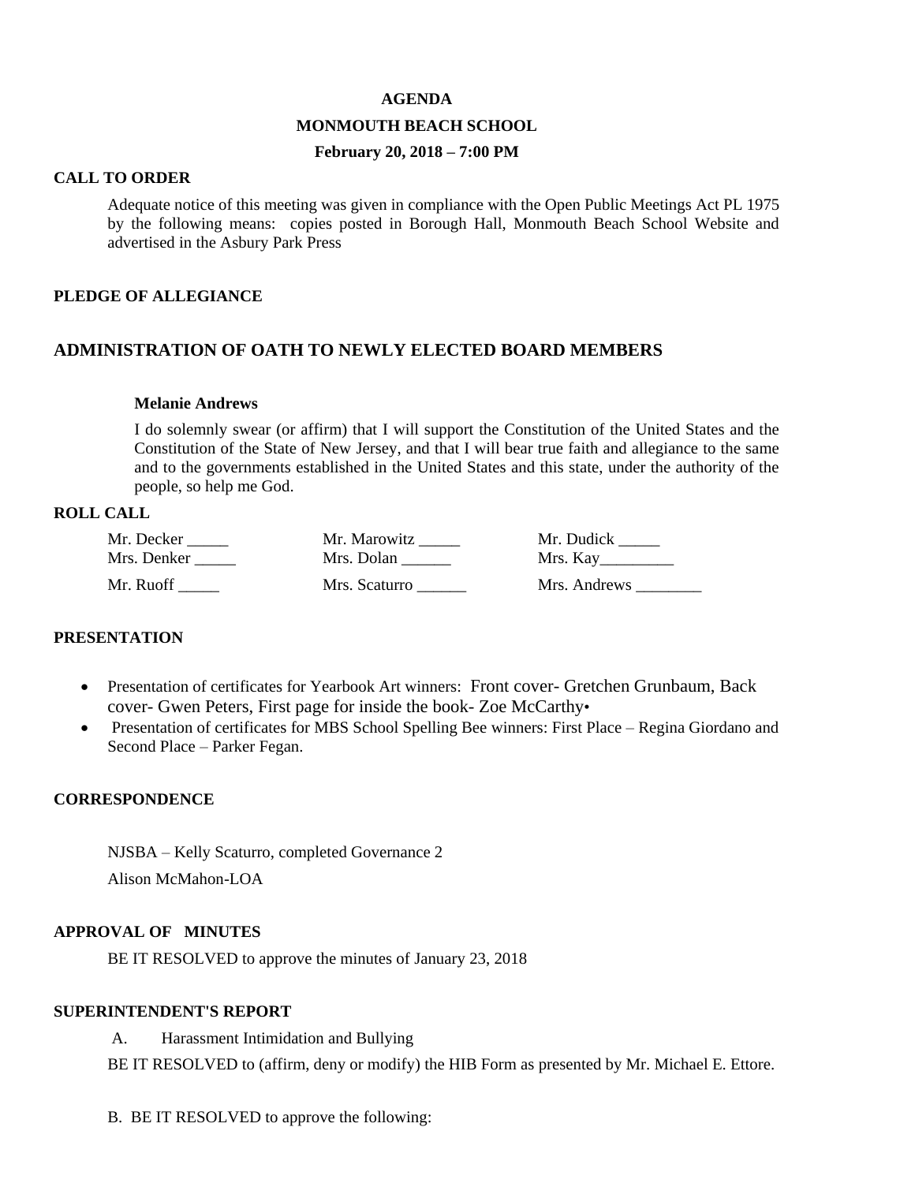**AGENDA**

**MONMOUTH BEACH SCHOOL**

**February 20, 2018 – 7:00 PM**

## CALL TO ORDER

Adequate notice of this meeting was given in compliance with the Open Public Meetings Act PL 1975 by the following means: copies posted in Borough Hall, Monmouth Beach School Website and advertised in the Asbury Park Press

## PLEDGE OF ALLEGIANCE

## ADMINISTRATION OF OATH TO NEWLY ELECTED BOARD MEMBERS

**Melanie Andrews**

I do solemnly swear (or affirm) that I will support the Constitution of the United States and the Constitution of the State of New Jersey, and that I will bear true faith and allegiance to the same and to the governments established in the United States and this state, under the authority of the people, so help me God.

## ROLL CALL

| | | |
|---|---|---|
| Mr. Decker _____ | Mr. Marowitz _____ | Mr. Dudick _____ |
| Mrs. Denker _____ | Mrs. Dolan ______ | Mrs. Kay_________ |
| Mr. Ruoff _____ | Mrs. Scaturro ______ | Mrs. Andrews ________ |

## PRESENTATION

- Presentation of certificates for Yearbook Art winners: Front cover- Gretchen Grunbaum, Back cover- Gwen Peters, First page for inside the book- Zoe McCarthy•
- Presentation of certificates for MBS School Spelling Bee winners: First Place – Regina Giordano and Second Place – Parker Fegan.

## CORRESPONDENCE

NJSBA – Kelly Scaturro, completed Governance 2

Alison McMahon-LOA

## APPROVAL OF MINUTES

BE IT RESOLVED to approve the minutes of January 23, 2018

## SUPERINTENDENT'S REPORT

A. Harassment Intimidation and Bullying

BE IT RESOLVED to (affirm, deny or modify) the HIB Form as presented by Mr. Michael E. Ettore.

B. BE IT RESOLVED to approve the following: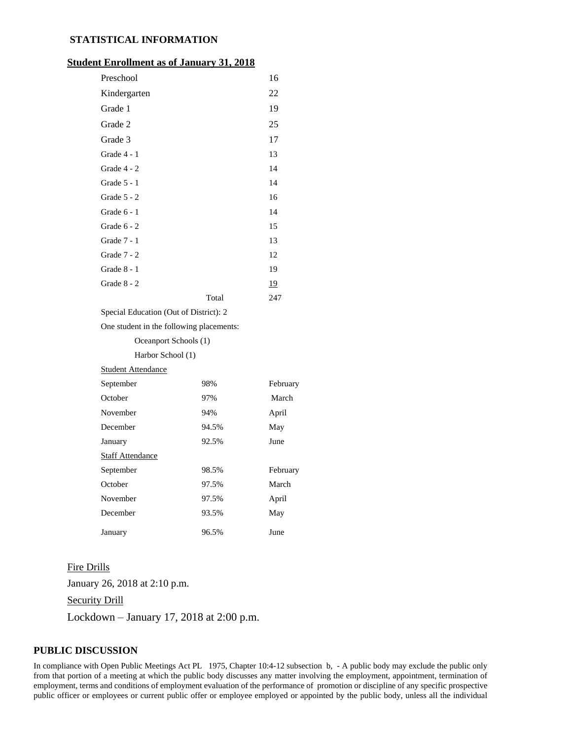## STATISTICAL INFORMATION

**Student Enrollment as of January 31, 2018**

| | |
|---|---|
| Preschool | 16 |
| Kindergarten | 22 |
| Grade 1 | 19 |
| Grade 2 | 25 |
| Grade 3 | 17 |
| Grade 4 - 1 | 13 |
| Grade 4 - 2 | 14 |
| Grade 5 - 1 | 14 |
| Grade 5 - 2 | 16 |
| Grade 6 - 1 | 14 |
| Grade 6 - 2 | 15 |
| Grade 7 - 1 | 13 |
| Grade 7 - 2 | 12 |
| Grade 8 - 1 | 19 |
| Grade 8 - 2 | 19 |
| Total | 247 |

Special Education (Out of District): 2

One student in the following placements:

- Oceanport Schools (1)
- Harbor School (1)

Student Attendance

| | | |
|---|---|---|
| September | 98% | February |
| October | 97% | March |
| November | 94% | April |
| December | 94.5% | May |
| January | 92.5% | June |

Staff Attendance

| | | |
|---|---|---|
| September | 98.5% | February |
| October | 97.5% | March |
| November | 97.5% | April |
| December | 93.5% | May |
| January | 96.5% | June |

Fire Drills

January 26, 2018 at 2:10 p.m.

Security Drill

Lockdown – January 17, 2018 at 2:00 p.m.

## PUBLIC DISCUSSION

In compliance with Open Public Meetings Act PL 1975, Chapter 10:4-12 subsection b, - A public body may exclude the public only from that portion of a meeting at which the public body discusses any matter involving the employment, appointment, termination of employment, terms and conditions of employment evaluation of the performance of promotion or discipline of any specific prospective public officer or employees or current public offer or employee employed or appointed by the public body, unless all the individual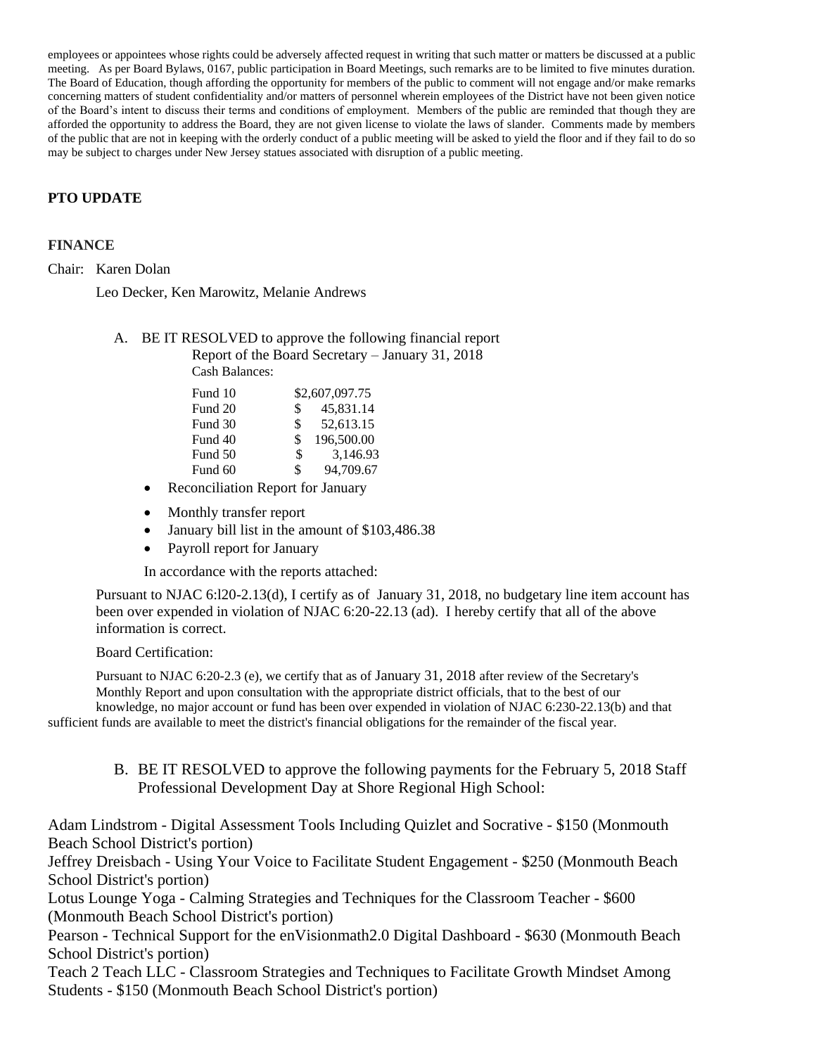employees or appointees whose rights could be adversely affected request in writing that such matter or matters be discussed at a public meeting. As per Board Bylaws, 0167, public participation in Board Meetings, such remarks are to be limited to five minutes duration. The Board of Education, though affording the opportunity for members of the public to comment will not engage and/or make remarks concerning matters of student confidentiality and/or matters of personnel wherein employees of the District have not been given notice of the Board's intent to discuss their terms and conditions of employment. Members of the public are reminded that though they are afforded the opportunity to address the Board, they are not given license to violate the laws of slander. Comments made by members of the public that are not in keeping with the orderly conduct of a public meeting will be asked to yield the floor and if they fail to do so may be subject to charges under New Jersey statues associated with disruption of a public meeting.

**PTO UPDATE**

**FINANCE**

Chair: Karen Dolan

Leo Decker, Ken Marowitz, Melanie Andrews

A. BE IT RESOLVED to approve the following financial report
   Report of the Board Secretary – January 31, 2018
   Cash Balances:

| | |
|---|---|
| Fund 10 | $2,607,097.75 |
| Fund 20 | $ 45,831.14 |
| Fund 30 | $ 52,613.15 |
| Fund 40 | $ 196,500.00 |
| Fund 50 | $ 3,146.93 |
| Fund 60 | $ 94,709.67 |

- Reconciliation Report for January
- Monthly transfer report
- January bill list in the amount of $103,486.38
- Payroll report for January

In accordance with the reports attached:

Pursuant to NJAC 6:l20-2.13(d), I certify as of January 31, 2018, no budgetary line item account has been over expended in violation of NJAC 6:20-22.13 (ad). I hereby certify that all of the above information is correct.

Board Certification:

Pursuant to NJAC 6:20-2.3 (e), we certify that as of January 31, 2018 after review of the Secretary's Monthly Report and upon consultation with the appropriate district officials, that to the best of our knowledge, no major account or fund has been over expended in violation of NJAC 6:230-22.13(b) and that sufficient funds are available to meet the district's financial obligations for the remainder of the fiscal year.

B. BE IT RESOLVED to approve the following payments for the February 5, 2018 Staff Professional Development Day at Shore Regional High School:

Adam Lindstrom - Digital Assessment Tools Including Quizlet and Socrative - $150 (Monmouth Beach School District's portion)
Jeffrey Dreisbach - Using Your Voice to Facilitate Student Engagement - $250 (Monmouth Beach School District's portion)
Lotus Lounge Yoga - Calming Strategies and Techniques for the Classroom Teacher - $600 (Monmouth Beach School District's portion)
Pearson - Technical Support for the enVisionmath2.0 Digital Dashboard - $630 (Monmouth Beach School District's portion)
Teach 2 Teach LLC - Classroom Strategies and Techniques to Facilitate Growth Mindset Among Students - $150 (Monmouth Beach School District's portion)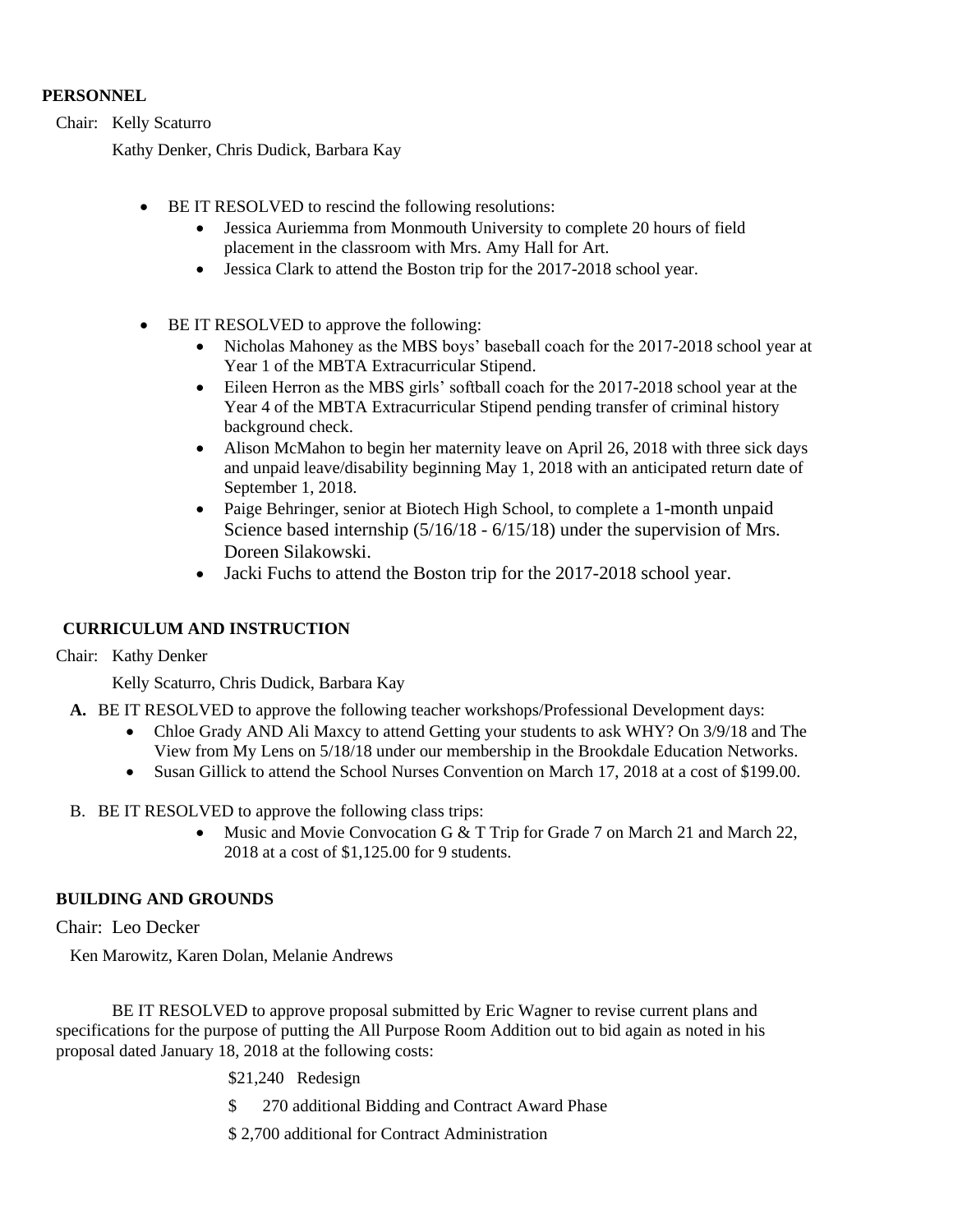**PERSONNEL**

Chair: Kelly Scaturro

Kathy Denker, Chris Dudick, Barbara Kay

- BE IT RESOLVED to rescind the following resolutions:
  - Jessica Auriemma from Monmouth University to complete 20 hours of field placement in the classroom with Mrs. Amy Hall for Art.
  - Jessica Clark to attend the Boston trip for the 2017-2018 school year.

- BE IT RESOLVED to approve the following:
  - Nicholas Mahoney as the MBS boys' baseball coach for the 2017-2018 school year at Year 1 of the MBTA Extracurricular Stipend.
  - Eileen Herron as the MBS girls' softball coach for the 2017-2018 school year at the Year 4 of the MBTA Extracurricular Stipend pending transfer of criminal history background check.
  - Alison McMahon to begin her maternity leave on April 26, 2018 with three sick days and unpaid leave/disability beginning May 1, 2018 with an anticipated return date of September 1, 2018.
  - Paige Behringer, senior at Biotech High School, to complete a 1-month unpaid Science based internship (5/16/18 - 6/15/18) under the supervision of Mrs. Doreen Silakowski.
  - Jacki Fuchs to attend the Boston trip for the 2017-2018 school year.

**CURRICULUM AND INSTRUCTION**

Chair: Kathy Denker

Kelly Scaturro, Chris Dudick, Barbara Kay

**A.** BE IT RESOLVED to approve the following teacher workshops/Professional Development days:

- Chloe Grady AND Ali Maxcy to attend Getting your students to ask WHY? On 3/9/18 and The View from My Lens on 5/18/18 under our membership in the Brookdale Education Networks.
- Susan Gillick to attend the School Nurses Convention on March 17, 2018 at a cost of $199.00.

B. BE IT RESOLVED to approve the following class trips:

- Music and Movie Convocation G & T Trip for Grade 7 on March 21 and March 22, 2018 at a cost of $1,125.00 for 9 students.

**BUILDING AND GROUNDS**

Chair: Leo Decker

Ken Marowitz, Karen Dolan, Melanie Andrews

BE IT RESOLVED to approve proposal submitted by Eric Wagner to revise current plans and specifications for the purpose of putting the All Purpose Room Addition out to bid again as noted in his proposal dated January 18, 2018 at the following costs:

$21,240 Redesign

$ 270 additional Bidding and Contract Award Phase

$ 2,700 additional for Contract Administration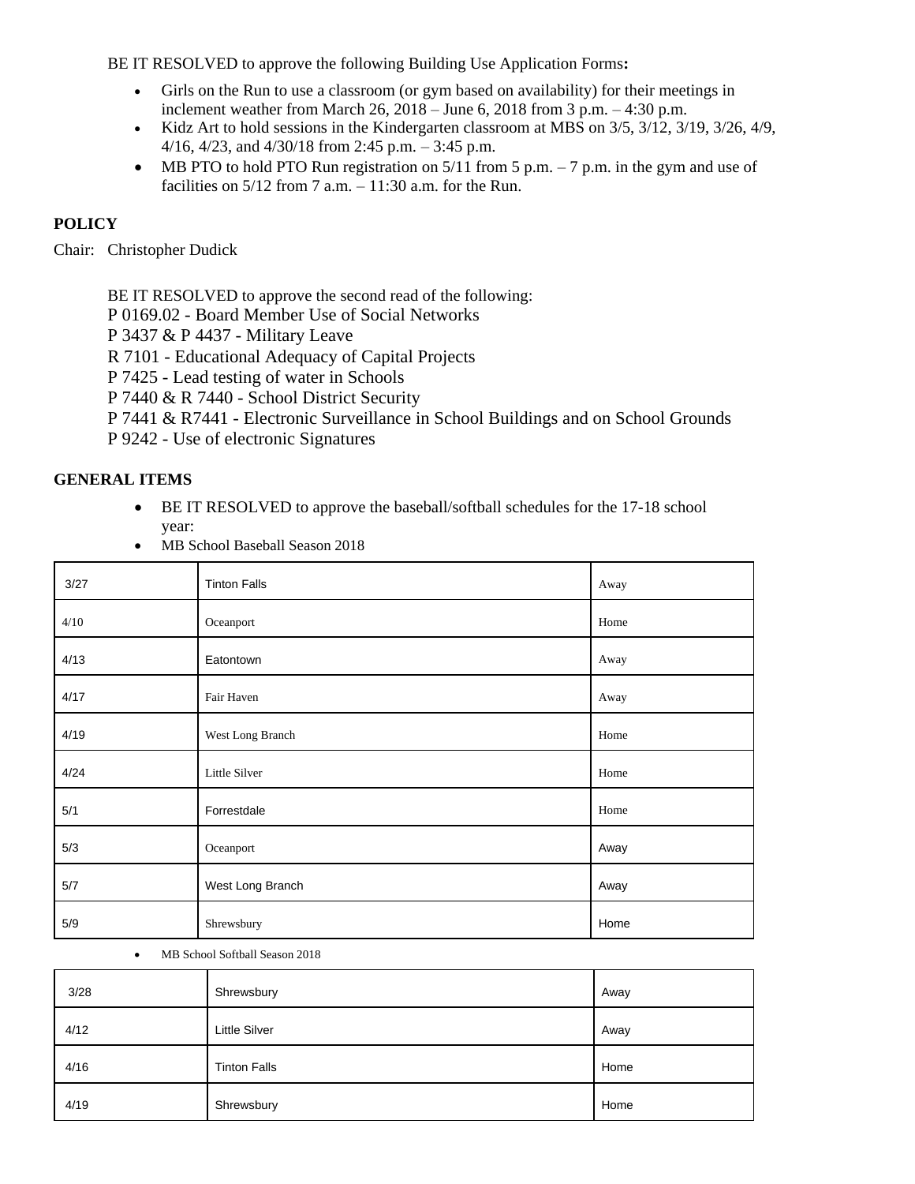BE IT RESOLVED to approve the following Building Use Application Forms**:**

- Girls on the Run to use a classroom (or gym based on availability) for their meetings in inclement weather from March 26, 2018 – June 6, 2018 from 3 p.m. – 4:30 p.m.
- Kidz Art to hold sessions in the Kindergarten classroom at MBS on 3/5, 3/12, 3/19, 3/26, 4/9, 4/16, 4/23, and 4/30/18 from 2:45 p.m. – 3:45 p.m.
- MB PTO to hold PTO Run registration on 5/11 from 5 p.m. – 7 p.m. in the gym and use of facilities on 5/12 from 7 a.m. – 11:30 a.m. for the Run.

**POLICY**

Chair: Christopher Dudick

BE IT RESOLVED to approve the second read of the following:
P 0169.02 - Board Member Use of Social Networks
P 3437 & P 4437 - Military Leave
R 7101 - Educational Adequacy of Capital Projects
P 7425 - Lead testing of water in Schools
P 7440 & R 7440 - School District Security
P 7441 & R7441 - Electronic Surveillance in School Buildings and on School Grounds
P 9242 - Use of electronic Signatures

**GENERAL ITEMS**

- BE IT RESOLVED to approve the baseball/softball schedules for the 17-18 school year:
- MB School Baseball Season 2018

| | | |
|---|---|---|
| 3/27 | Tinton Falls | Away |
| 4/10 | Oceanport | Home |
| 4/13 | Eatontown | Away |
| 4/17 | Fair Haven | Away |
| 4/19 | West Long Branch | Home |
| 4/24 | Little Silver | Home |
| 5/1 | Forrestdale | Home |
| 5/3 | Oceanport | Away |
| 5/7 | West Long Branch | Away |
| 5/9 | Shrewsbury | Home |

- MB School Softball Season 2018

| | | |
|---|---|---|
| 3/28 | Shrewsbury | Away |
| 4/12 | Little Silver | Away |
| 4/16 | Tinton Falls | Home |
| 4/19 | Shrewsbury | Home |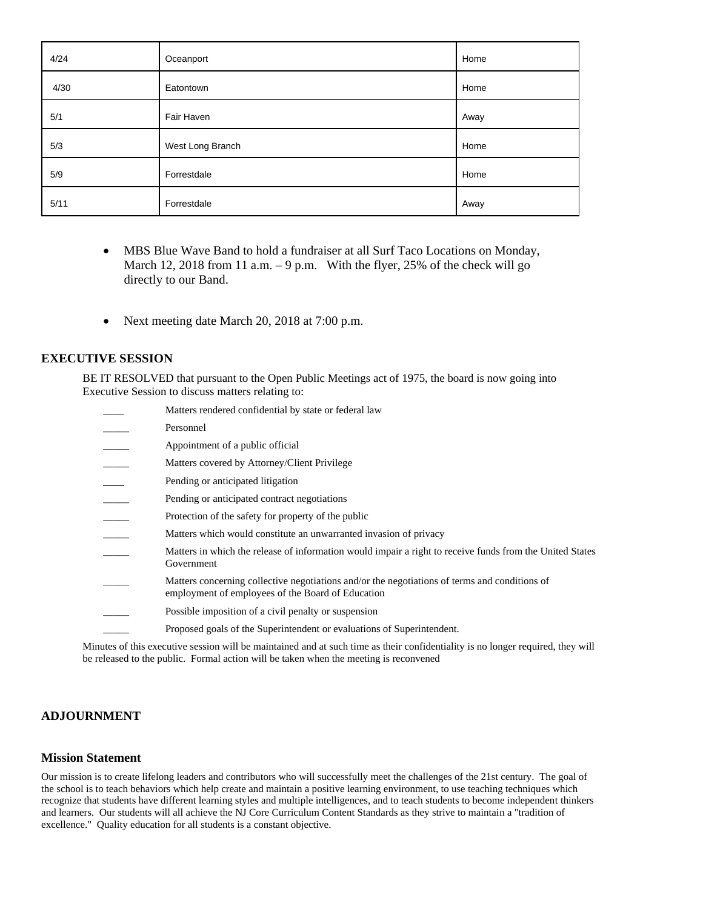| | | |
|---|---|---|
| 4/24 | Oceanport | Home |
| 4/30 | Eatontown | Home |
| 5/1 | Fair Haven | Away |
| 5/3 | West Long Branch | Home |
| 5/9 | Forrestdale | Home |
| 5/11 | Forrestdale | Away |

- MBS Blue Wave Band to hold a fundraiser at all Surf Taco Locations on Monday, March 12, 2018 from 11 a.m. – 9 p.m. With the flyer, 25% of the check will go directly to our Band.

- Next meeting date March 20, 2018 at 7:00 p.m.

### EXECUTIVE SESSION

BE IT RESOLVED that pursuant to the Open Public Meetings act of 1975, the board is now going into Executive Session to discuss matters relating to:

____ Matters rendered confidential by state or federal law

_____ Personnel

_____ Appointment of a public official

_____ Matters covered by Attorney/Client Privilege

____ Pending or anticipated litigation

_____ Pending or anticipated contract negotiations

_____ Protection of the safety for property of the public

_____ Matters which would constitute an unwarranted invasion of privacy

_____ Matters in which the release of information would impair a right to receive funds from the United States Government

_____ Matters concerning collective negotiations and/or the negotiations of terms and conditions of employment of employees of the Board of Education

_____ Possible imposition of a civil penalty or suspension

_____ Proposed goals of the Superintendent or evaluations of Superintendent.

Minutes of this executive session will be maintained and at such time as their confidentiality is no longer required, they will be released to the public. Formal action will be taken when the meeting is reconvened

### ADJOURNMENT

### Mission Statement

Our mission is to create lifelong leaders and contributors who will successfully meet the challenges of the 21st century. The goal of the school is to teach behaviors which help create and maintain a positive learning environment, to use teaching techniques which recognize that students have different learning styles and multiple intelligences, and to teach students to become independent thinkers and learners. Our students will all achieve the NJ Core Curriculum Content Standards as they strive to maintain a "tradition of excellence." Quality education for all students is a constant objective.